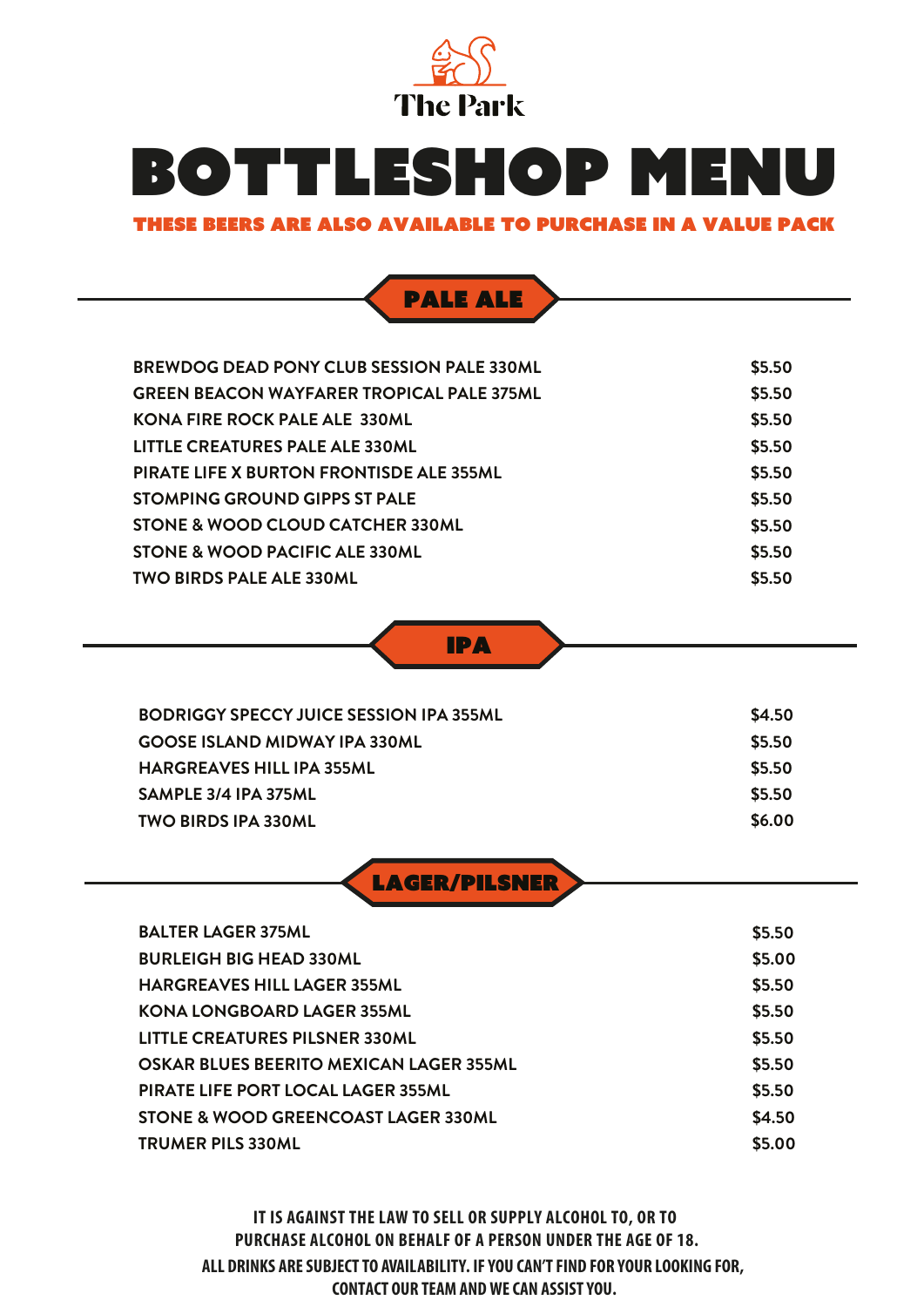The Park

# BOTTLESHOP MENU

**THESE BEERS ARE ALSO AVAILABLE TO PURCHASE IN A VALUE PACK**

## PALE ALE

| | |
|---|---|
| BREWDOG DEAD PONY CLUB SESSION PALE 330ML | $5.50 |
| GREEN BEACON WAYFARER TROPICAL PALE 375ML | $5.50 |
| KONA FIRE ROCK PALE ALE 330ML | $5.50 |
| LITTLE CREATURES PALE ALE 330ML | $5.50 |
| PIRATE LIFE X BURTON FRONTISDE ALE 355ML | $5.50 |
| STOMPING GROUND GIPPS ST PALE | $5.50 |
| STONE & WOOD CLOUD CATCHER 330ML | $5.50 |
| STONE & WOOD PACIFIC ALE 330ML | $5.50 |
| TWO BIRDS PALE ALE 330ML | $5.50 |

## IPA

| | |
|---|---|
| BODRIGGY SPECCY JUICE SESSION IPA 355ML | $4.50 |
| GOOSE ISLAND MIDWAY IPA 330ML | $5.50 |
| HARGREAVES HILL IPA 355ML | $5.50 |
| SAMPLE 3/4 IPA 375ML | $5.50 |
| TWO BIRDS IPA 330ML | $6.00 |

## LAGER/PILSNER

| | |
|---|---|
| BALTER LAGER 375ML | $5.50 |
| BURLEIGH BIG HEAD 330ML | $5.00 |
| HARGREAVES HILL LAGER 355ML | $5.50 |
| KONA LONGBOARD LAGER 355ML | $5.50 |
| LITTLE CREATURES PILSNER 330ML | $5.50 |
| OSKAR BLUES BEERITO MEXICAN LAGER 355ML | $5.50 |
| PIRATE LIFE PORT LOCAL LAGER 355ML | $5.50 |
| STONE & WOOD GREENCOAST LAGER 330ML | $4.50 |
| TRUMER PILS 330ML | $5.00 |

**IT IS AGAINST THE LAW TO SELL OR SUPPLY ALCOHOL TO, OR TO PURCHASE ALCOHOL ON BEHALF OF A PERSON UNDER THE AGE OF 18.**

**ALL DRINKS ARE SUBJECT TO AVAILABILITY. IF YOU CAN'T FIND FOR YOUR LOOKING FOR, CONTACT OUR TEAM AND WE CAN ASSIST YOU.**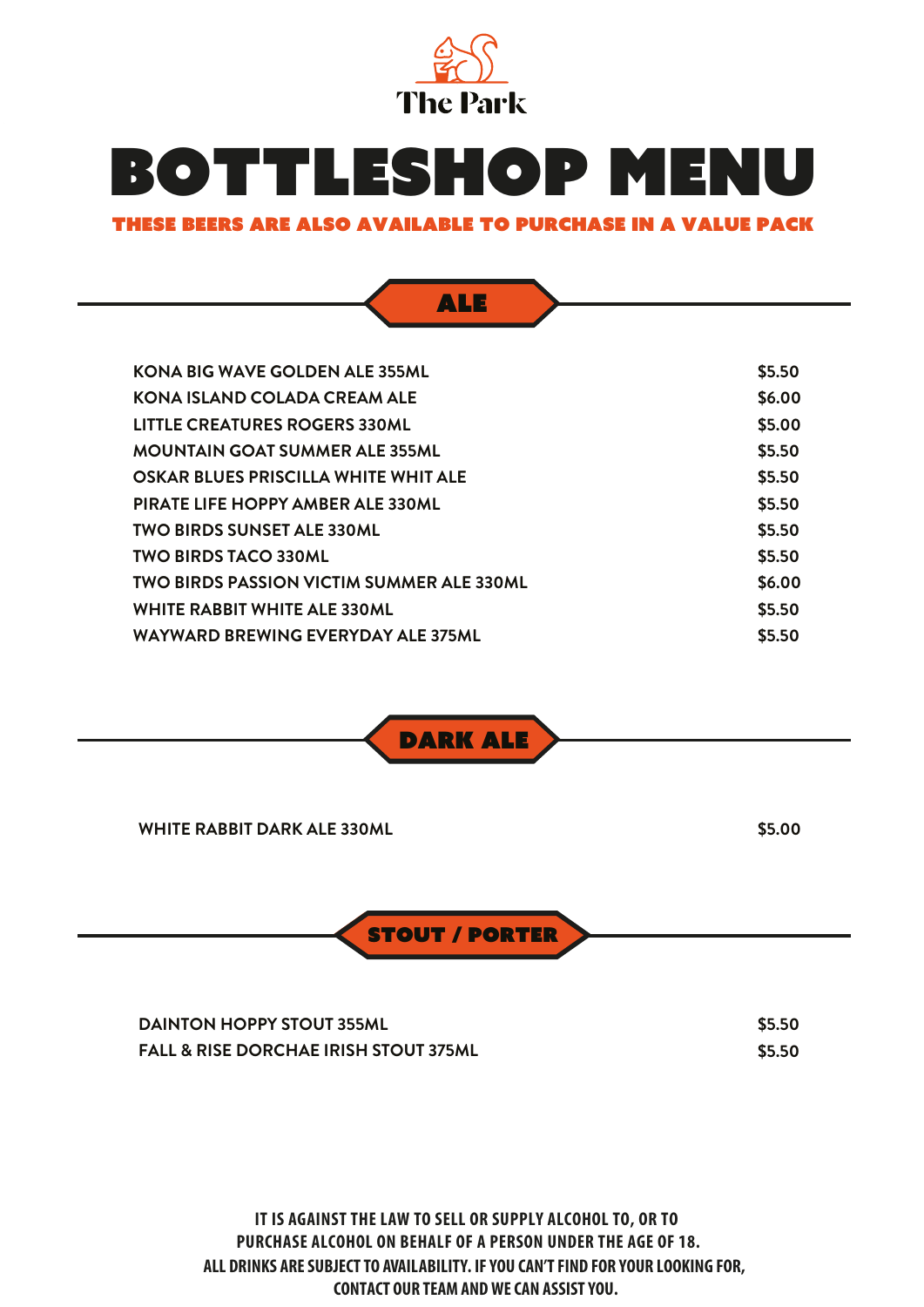The Park

# BOTTLESHOP MENU

**THESE BEERS ARE ALSO AVAILABLE TO PURCHASE IN A VALUE PACK**

## ALE

| | |
|---|---|
| KONA BIG WAVE GOLDEN ALE 355ML | $5.50 |
| KONA ISLAND COLADA CREAM ALE | $6.00 |
| LITTLE CREATURES ROGERS 330ML | $5.00 |
| MOUNTAIN GOAT SUMMER ALE 355ML | $5.50 |
| OSKAR BLUES PRISCILLA WHITE WHIT ALE | $5.50 |
| PIRATE LIFE HOPPY AMBER ALE 330ML | $5.50 |
| TWO BIRDS SUNSET ALE 330ML | $5.50 |
| TWO BIRDS TACO 330ML | $5.50 |
| TWO BIRDS PASSION VICTIM SUMMER ALE 330ML | $6.00 |
| WHITE RABBIT WHITE ALE 330ML | $5.50 |
| WAYWARD BREWING EVERYDAY ALE 375ML | $5.50 |

## DARK ALE

| | |
|---|---|
| WHITE RABBIT DARK ALE 330ML | $5.00 |

## STOUT / PORTER

| | |
|---|---|
| DAINTON HOPPY STOUT 355ML | $5.50 |
| FALL & RISE DORCHAE IRISH STOUT 375ML | $5.50 |

**IT IS AGAINST THE LAW TO SELL OR SUPPLY ALCOHOL TO, OR TO PURCHASE ALCOHOL ON BEHALF OF A PERSON UNDER THE AGE OF 18.**
**ALL DRINKS ARE SUBJECT TO AVAILABILITY. IF YOU CAN'T FIND FOR YOUR LOOKING FOR, CONTACT OUR TEAM AND WE CAN ASSIST YOU.**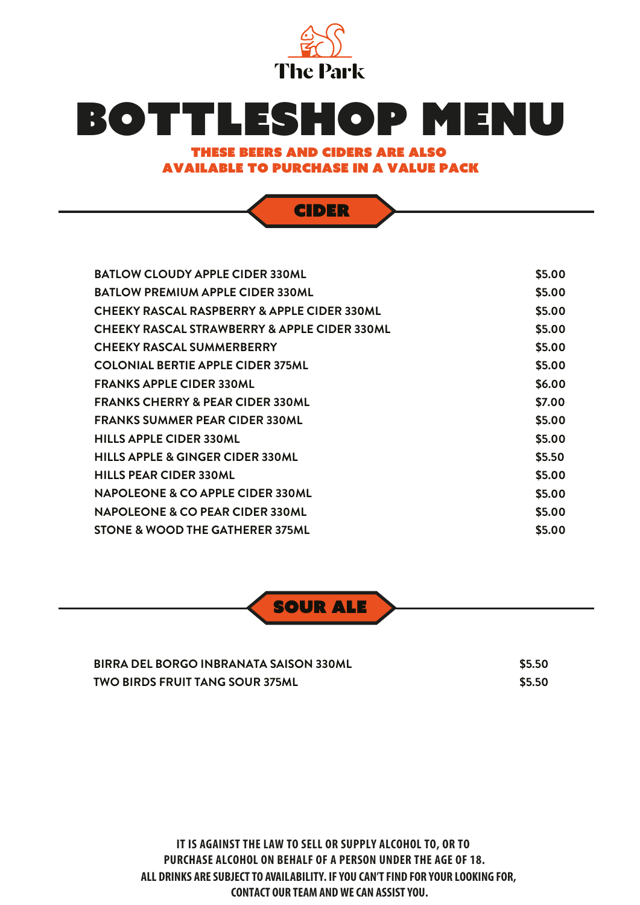The Park

# BOTTLESHOP MENU

**THESE BEERS AND CIDERS ARE ALSO AVAILABLE TO PURCHASE IN A VALUE PACK**

## CIDER

| | |
|---|---|
| BATLOW CLOUDY APPLE CIDER 330ML | $5.00 |
| BATLOW PREMIUM APPLE CIDER 330ML | $5.00 |
| CHEEKY RASCAL RASPBERRY & APPLE CIDER 330ML | $5.00 |
| CHEEKY RASCAL STRAWBERRY & APPLE CIDER 330ML | $5.00 |
| CHEEKY RASCAL SUMMERBERRY | $5.00 |
| COLONIAL BERTIE APPLE CIDER 375ML | $5.00 |
| FRANKS APPLE CIDER 330ML | $6.00 |
| FRANKS CHERRY & PEAR CIDER 330ML | $7.00 |
| FRANKS SUMMER PEAR CIDER 330ML | $5.00 |
| HILLS APPLE CIDER 330ML | $5.00 |
| HILLS APPLE & GINGER CIDER 330ML | $5.50 |
| HILLS PEAR CIDER 330ML | $5.00 |
| NAPOLEONE & CO APPLE CIDER 330ML | $5.00 |
| NAPOLEONE & CO PEAR CIDER 330ML | $5.00 |
| STONE & WOOD THE GATHERER 375ML | $5.00 |

## SOUR ALE

| | |
|---|---|
| BIRRA DEL BORGO INBRANATA SAISON 330ML | $5.50 |
| TWO BIRDS FRUIT TANG SOUR 375ML | $5.50 |

**IT IS AGAINST THE LAW TO SELL OR SUPPLY ALCOHOL TO, OR TO PURCHASE ALCOHOL ON BEHALF OF A PERSON UNDER THE AGE OF 18. ALL DRINKS ARE SUBJECT TO AVAILABILITY. IF YOU CAN'T FIND FOR YOUR LOOKING FOR, CONTACT OUR TEAM AND WE CAN ASSIST YOU.**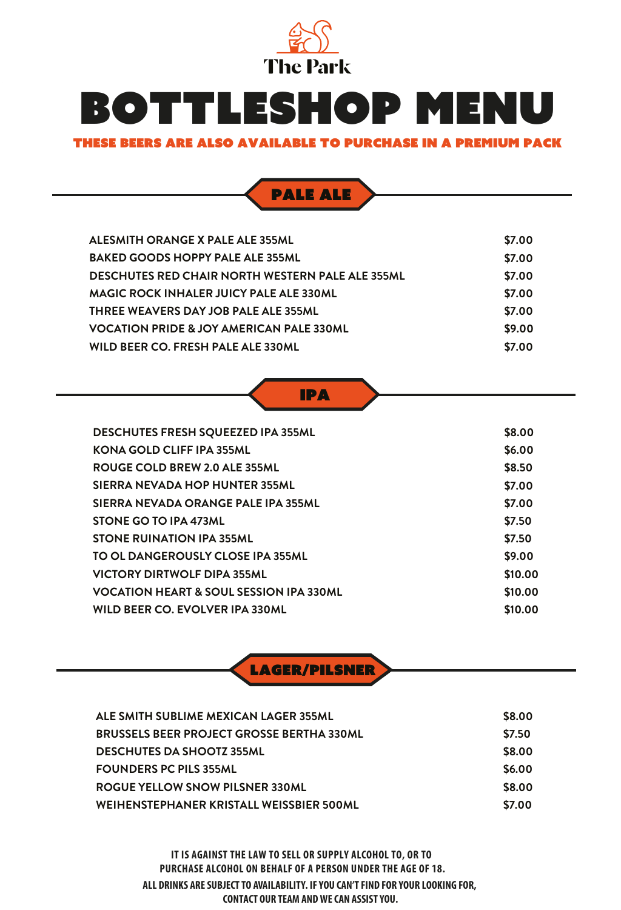The Park

# BOTTLESHOP MENU

**THESE BEERS ARE ALSO AVAILABLE TO PURCHASE IN A PREMIUM PACK**

## PALE ALE

| | |
|---|---|
| ALESMITH ORANGE X PALE ALE 355ML | $7.00 |
| BAKED GOODS HOPPY PALE ALE 355ML | $7.00 |
| DESCHUTES RED CHAIR NORTH WESTERN PALE ALE 355ML | $7.00 |
| MAGIC ROCK INHALER JUICY PALE ALE 330ML | $7.00 |
| THREE WEAVERS DAY JOB PALE ALE 355ML | $7.00 |
| VOCATION PRIDE & JOY AMERICAN PALE 330ML | $9.00 |
| WILD BEER CO. FRESH PALE ALE 330ML | $7.00 |

## IPA

| | |
|---|---|
| DESCHUTES FRESH SQUEEZED IPA 355ML | $8.00 |
| KONA GOLD CLIFF IPA 355ML | $6.00 |
| ROUGE COLD BREW 2.0 ALE 355ML | $8.50 |
| SIERRA NEVADA HOP HUNTER 355ML | $7.00 |
| SIERRA NEVADA ORANGE PALE IPA 355ML | $7.00 |
| STONE GO TO IPA 473ML | $7.50 |
| STONE RUINATION IPA 355ML | $7.50 |
| TO OL DANGEROUSLY CLOSE IPA 355ML | $9.00 |
| VICTORY DIRTWOLF DIPA 355ML | $10.00 |
| VOCATION HEART & SOUL SESSION IPA 330ML | $10.00 |
| WILD BEER CO. EVOLVER IPA 330ML | $10.00 |

## LAGER/PILSNER

| | |
|---|---|
| ALE SMITH SUBLIME MEXICAN LAGER 355ML | $8.00 |
| BRUSSELS BEER PROJECT GROSSE BERTHA 330ML | $7.50 |
| DESCHUTES DA SHOOTZ 355ML | $8.00 |
| FOUNDERS PC PILS 355ML | $6.00 |
| ROGUE YELLOW SNOW PILSNER 330ML | $8.00 |
| WEIHENSTEPHANER KRISTALL WEISSBIER 500ML | $7.00 |

**IT IS AGAINST THE LAW TO SELL OR SUPPLY ALCOHOL TO, OR TO PURCHASE ALCOHOL ON BEHALF OF A PERSON UNDER THE AGE OF 18.**

**ALL DRINKS ARE SUBJECT TO AVAILABILITY. IF YOU CAN'T FIND FOR YOUR LOOKING FOR, CONTACT OUR TEAM AND WE CAN ASSIST YOU.**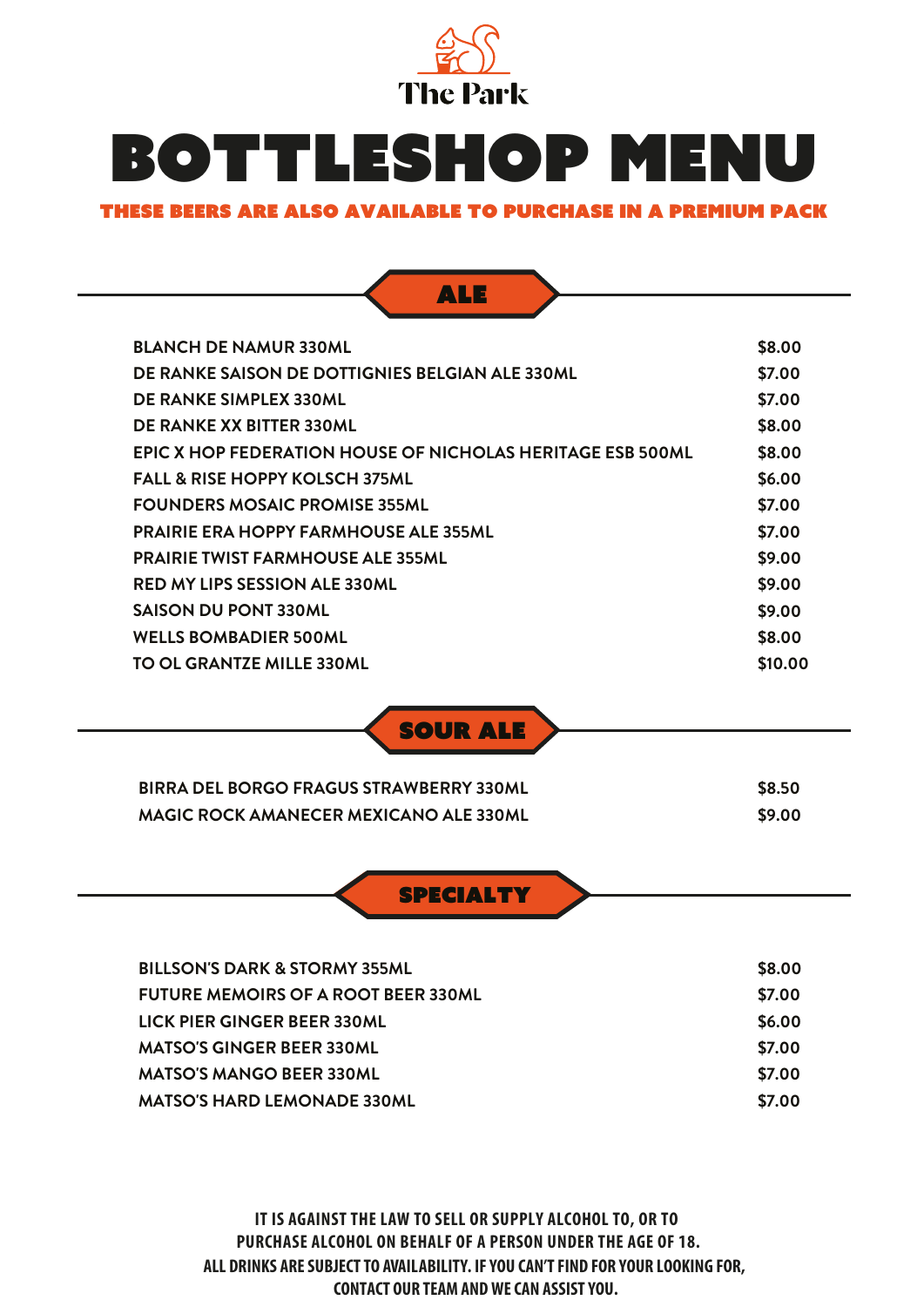The Park

# BOTTLESHOP MENU

**THESE BEERS ARE ALSO AVAILABLE TO PURCHASE IN A PREMIUM PACK**

## ALE

| Item | Price |
|---|---|
| BLANCH DE NAMUR 330ML | $8.00 |
| DE RANKE SAISON DE DOTTIGNIES BELGIAN ALE 330ML | $7.00 |
| DE RANKE SIMPLEX 330ML | $7.00 |
| DE RANKE XX BITTER 330ML | $8.00 |
| EPIC X HOP FEDERATION HOUSE OF NICHOLAS HERITAGE ESB 500ML | $8.00 |
| FALL & RISE HOPPY KOLSCH 375ML | $6.00 |
| FOUNDERS MOSAIC PROMISE 355ML | $7.00 |
| PRAIRIE ERA HOPPY FARMHOUSE ALE 355ML | $7.00 |
| PRAIRIE TWIST FARMHOUSE ALE 355ML | $9.00 |
| RED MY LIPS SESSION ALE 330ML | $9.00 |
| SAISON DU PONT 330ML | $9.00 |
| WELLS BOMBADIER 500ML | $8.00 |
| TO OL GRANTZE MILLE 330ML | $10.00 |

## SOUR ALE

| Item | Price |
|---|---|
| BIRRA DEL BORGO FRAGUS STRAWBERRY 330ML | $8.50 |
| MAGIC ROCK AMANECER MEXICANO ALE 330ML | $9.00 |

## SPECIALTY

| Item | Price |
|---|---|
| BILLSON'S DARK & STORMY 355ML | $8.00 |
| FUTURE MEMOIRS OF A ROOT BEER 330ML | $7.00 |
| LICK PIER GINGER BEER 330ML | $6.00 |
| MATSO'S GINGER BEER 330ML | $7.00 |
| MATSO'S MANGO BEER 330ML | $7.00 |
| MATSO'S HARD LEMONADE 330ML | $7.00 |

**IT IS AGAINST THE LAW TO SELL OR SUPPLY ALCOHOL TO, OR TO PURCHASE ALCOHOL ON BEHALF OF A PERSON UNDER THE AGE OF 18.
ALL DRINKS ARE SUBJECT TO AVAILABILITY. IF YOU CAN'T FIND FOR YOUR LOOKING FOR, CONTACT OUR TEAM AND WE CAN ASSIST YOU.**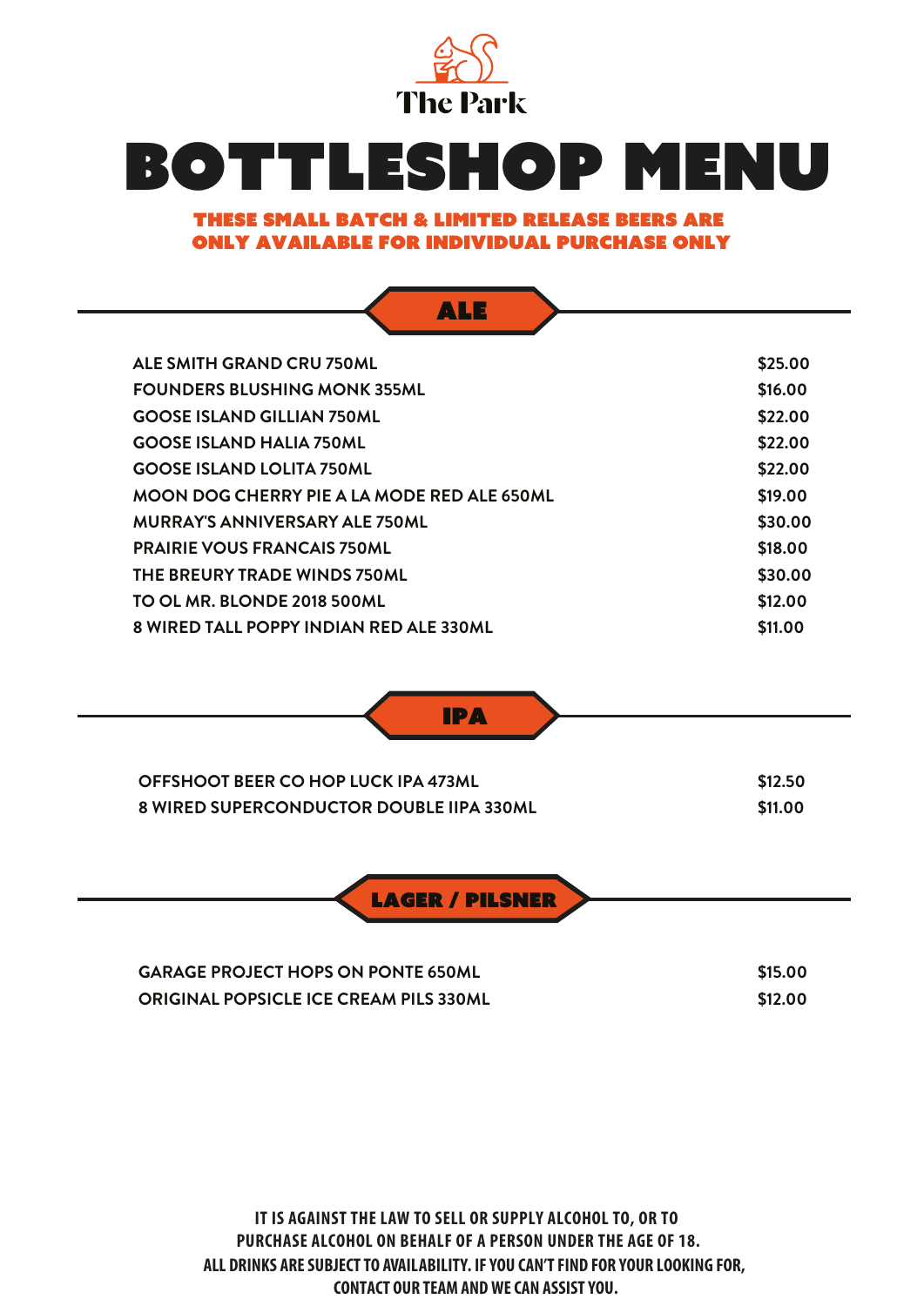The Park

# BOTTLESHOP MENU

**THESE SMALL BATCH & LIMITED RELEASE BEERS ARE ONLY AVAILABLE FOR INDIVIDUAL PURCHASE ONLY**

## ALE

| | |
|---|---|
| ALE SMITH GRAND CRU 750ML | $25.00 |
| FOUNDERS BLUSHING MONK 355ML | $16.00 |
| GOOSE ISLAND GILLIAN 750ML | $22.00 |
| GOOSE ISLAND HALIA 750ML | $22.00 |
| GOOSE ISLAND LOLITA 750ML | $22.00 |
| MOON DOG CHERRY PIE A LA MODE RED ALE 650ML | $19.00 |
| MURRAY'S ANNIVERSARY ALE 750ML | $30.00 |
| PRAIRIE VOUS FRANCAIS 750ML | $18.00 |
| THE BREURY TRADE WINDS 750ML | $30.00 |
| TO OL MR. BLONDE 2018 500ML | $12.00 |
| 8 WIRED TALL POPPY INDIAN RED ALE 330ML | $11.00 |

## IPA

| | |
|---|---|
| OFFSHOOT BEER CO HOP LUCK IPA 473ML | $12.50 |
| 8 WIRED SUPERCONDUCTOR DOUBLE IIPA 330ML | $11.00 |

## LAGER / PILSNER

| | |
|---|---|
| GARAGE PROJECT HOPS ON PONTE 650ML | $15.00 |
| ORIGINAL POPSICLE ICE CREAM PILS 330ML | $12.00 |

**IT IS AGAINST THE LAW TO SELL OR SUPPLY ALCOHOL TO, OR TO PURCHASE ALCOHOL ON BEHALF OF A PERSON UNDER THE AGE OF 18. ALL DRINKS ARE SUBJECT TO AVAILABILITY. IF YOU CAN'T FIND FOR YOUR LOOKING FOR, CONTACT OUR TEAM AND WE CAN ASSIST YOU.**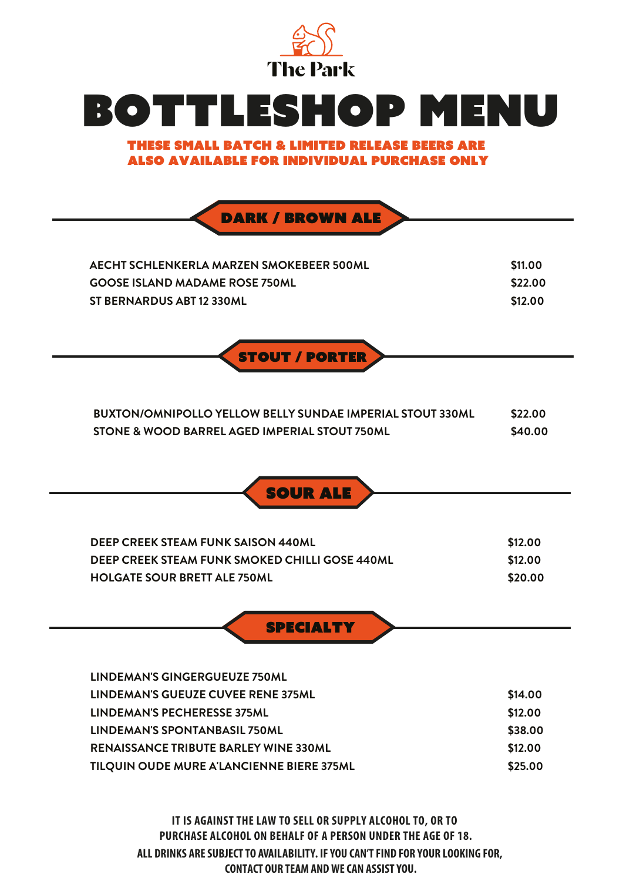The Park

# BOTTLESHOP MENU

**THESE SMALL BATCH & LIMITED RELEASE BEERS ARE ALSO AVAILABLE FOR INDIVIDUAL PURCHASE ONLY**

## DARK / BROWN ALE

| | |
|---|---|
| AECHT SCHLENKERLA MARZEN SMOKEBEER 500ML | $11.00 |
| GOOSE ISLAND MADAME ROSE 750ML | $22.00 |
| ST BERNARDUS ABT 12 330ML | $12.00 |

## STOUT / PORTER

| | |
|---|---|
| BUXTON/OMNIPOLLO YELLOW BELLY SUNDAE IMPERIAL STOUT 330ML | $22.00 |
| STONE & WOOD BARREL AGED IMPERIAL STOUT 750ML | $40.00 |

## SOUR ALE

| | |
|---|---|
| DEEP CREEK STEAM FUNK SAISON 440ML | $12.00 |
| DEEP CREEK STEAM FUNK SMOKED CHILLI GOSE 440ML | $12.00 |
| HOLGATE SOUR BRETT ALE 750ML | $20.00 |

## SPECIALTY

| | |
|---|---|
| LINDEMAN'S GINGERGUEUZE 750ML | |
| LINDEMAN'S GUEUZE CUVEE RENE 375ML | $14.00 |
| LINDEMAN'S PECHERESSE 375ML | $12.00 |
| LINDEMAN'S SPONTANBASIL 750ML | $38.00 |
| RENAISSANCE TRIBUTE BARLEY WINE 330ML | $12.00 |
| TILQUIN OUDE MURE A'LANCIENNE BIERE 375ML | $25.00 |

**IT IS AGAINST THE LAW TO SELL OR SUPPLY ALCOHOL TO, OR TO PURCHASE ALCOHOL ON BEHALF OF A PERSON UNDER THE AGE OF 18.**

**ALL DRINKS ARE SUBJECT TO AVAILABILITY. IF YOU CAN'T FIND FOR YOUR LOOKING FOR, CONTACT OUR TEAM AND WE CAN ASSIST YOU.**